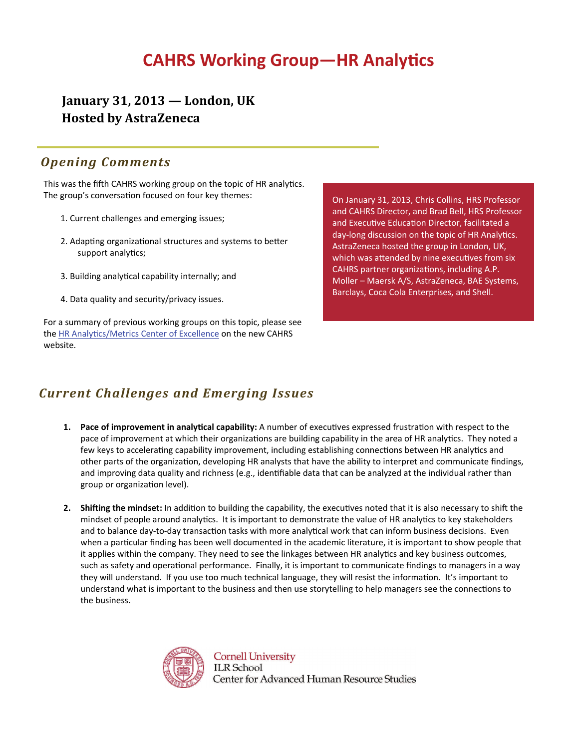# CAHRS Working Group—HR Analytics

**January 31, 2013 — London, UK**
**Hosted by AstraZeneca**

## *Opening Comments*

This was the fifth CAHRS working group on the topic of HR analytics. The group's conversation focused on four key themes:

1. Current challenges and emerging issues;
2. Adapting organizational structures and systems to better support analytics;
3. Building analytical capability internally; and
4. Data quality and security/privacy issues.

For a summary of previous working groups on this topic, please see the HR Analytics/Metrics Center of Excellence on the new CAHRS website.

On January 31, 2013, Chris Collins, HRS Professor and CAHRS Director, and Brad Bell, HRS Professor and Executive Education Director, facilitated a day-long discussion on the topic of HR Analytics. AstraZeneca hosted the group in London, UK, which was attended by nine executives from six CAHRS partner organizations, including A.P. Moller – Maersk A/S, AstraZeneca, BAE Systems, Barclays, Coca Cola Enterprises, and Shell.

## *Current Challenges and Emerging Issues*

1. **Pace of improvement in analytical capability:** A number of executives expressed frustration with respect to the pace of improvement at which their organizations are building capability in the area of HR analytics. They noted a few keys to accelerating capability improvement, including establishing connections between HR analytics and other parts of the organization, developing HR analysts that have the ability to interpret and communicate findings, and improving data quality and richness (e.g., identifiable data that can be analyzed at the individual rather than group or organization level).

2. **Shifting the mindset:** In addition to building the capability, the executives noted that it is also necessary to shift the mindset of people around analytics. It is important to demonstrate the value of HR analytics to key stakeholders and to balance day-to-day transaction tasks with more analytical work that can inform business decisions. Even when a particular finding has been well documented in the academic literature, it is important to show people that it applies within the company. They need to see the linkages between HR analytics and key business outcomes, such as safety and operational performance. Finally, it is important to communicate findings to managers in a way they will understand. If you use too much technical language, they will resist the information. It's important to understand what is important to the business and then use storytelling to help managers see the connections to the business.

Cornell University
ILR School
Center for Advanced Human Resource Studies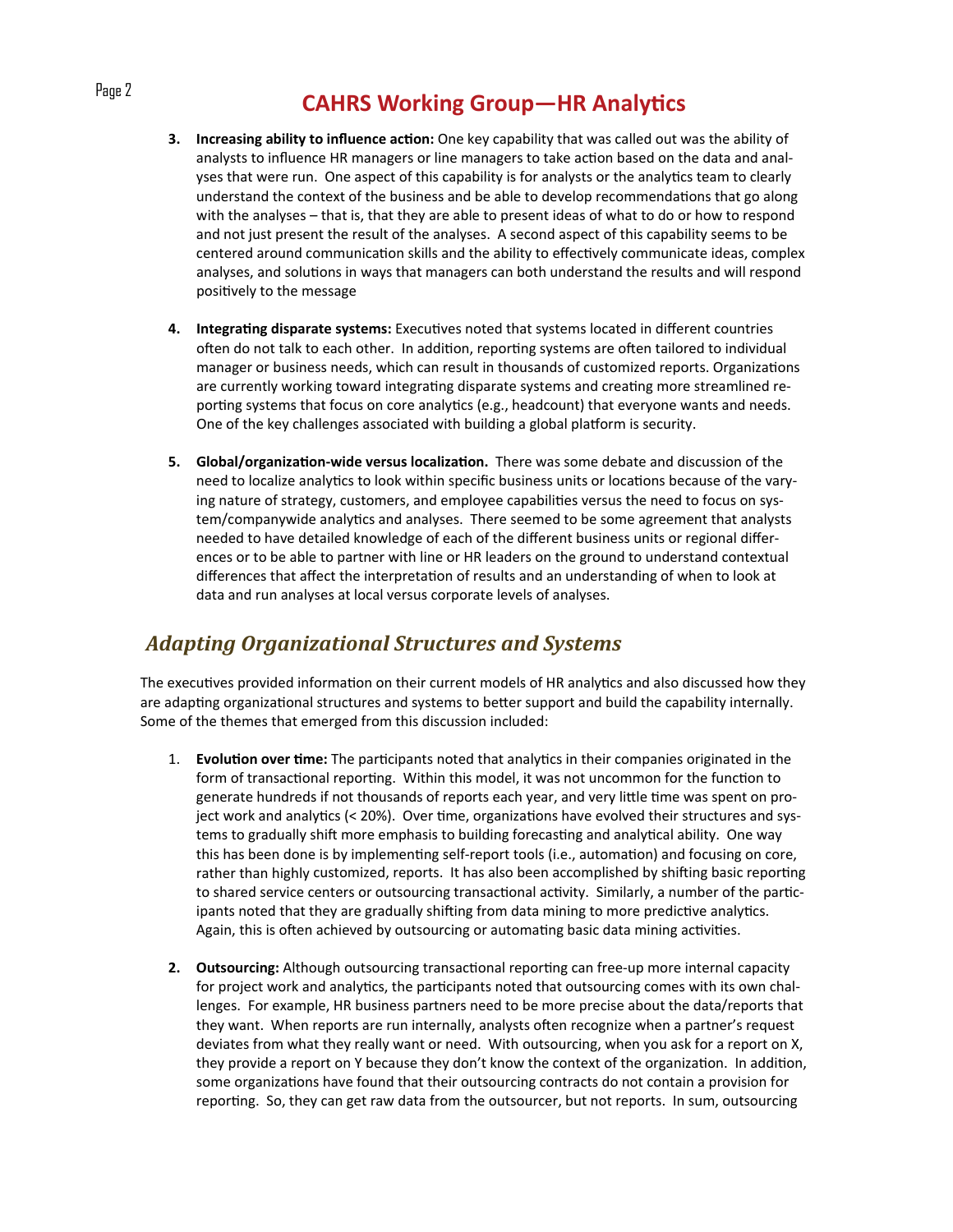3. **Increasing ability to influence action:** One key capability that was called out was the ability of analysts to influence HR managers or line managers to take action based on the data and analyses that were run. One aspect of this capability is for analysts or the analytics team to clearly understand the context of the business and be able to develop recommendations that go along with the analyses – that is, that they are able to present ideas of what to do or how to respond and not just present the result of the analyses. A second aspect of this capability seems to be centered around communication skills and the ability to effectively communicate ideas, complex analyses, and solutions in ways that managers can both understand the results and will respond positively to the message

4. **Integrating disparate systems:** Executives noted that systems located in different countries often do not talk to each other. In addition, reporting systems are often tailored to individual manager or business needs, which can result in thousands of customized reports. Organizations are currently working toward integrating disparate systems and creating more streamlined reporting systems that focus on core analytics (e.g., headcount) that everyone wants and needs. One of the key challenges associated with building a global platform is security.

5. **Global/organization-wide versus localization.** There was some debate and discussion of the need to localize analytics to look within specific business units or locations because of the varying nature of strategy, customers, and employee capabilities versus the need to focus on system/companywide analytics and analyses. There seemed to be some agreement that analysts needed to have detailed knowledge of each of the different business units or regional differences or to be able to partner with line or HR leaders on the ground to understand contextual differences that affect the interpretation of results and an understanding of when to look at data and run analyses at local versus corporate levels of analyses.

## *Adapting Organizational Structures and Systems*

The executives provided information on their current models of HR analytics and also discussed how they are adapting organizational structures and systems to better support and build the capability internally. Some of the themes that emerged from this discussion included:

1. **Evolution over time:** The participants noted that analytics in their companies originated in the form of transactional reporting. Within this model, it was not uncommon for the function to generate hundreds if not thousands of reports each year, and very little time was spent on project work and analytics (< 20%). Over time, organizations have evolved their structures and systems to gradually shift more emphasis to building forecasting and analytical ability. One way this has been done is by implementing self-report tools (i.e., automation) and focusing on core, rather than highly customized, reports. It has also been accomplished by shifting basic reporting to shared service centers or outsourcing transactional activity. Similarly, a number of the participants noted that they are gradually shifting from data mining to more predictive analytics. Again, this is often achieved by outsourcing or automating basic data mining activities.

2. **Outsourcing:** Although outsourcing transactional reporting can free-up more internal capacity for project work and analytics, the participants noted that outsourcing comes with its own challenges. For example, HR business partners need to be more precise about the data/reports that they want. When reports are run internally, analysts often recognize when a partner's request deviates from what they really want or need. With outsourcing, when you ask for a report on X, they provide a report on Y because they don't know the context of the organization. In addition, some organizations have found that their outsourcing contracts do not contain a provision for reporting. So, they can get raw data from the outsourcer, but not reports. In sum, outsourcing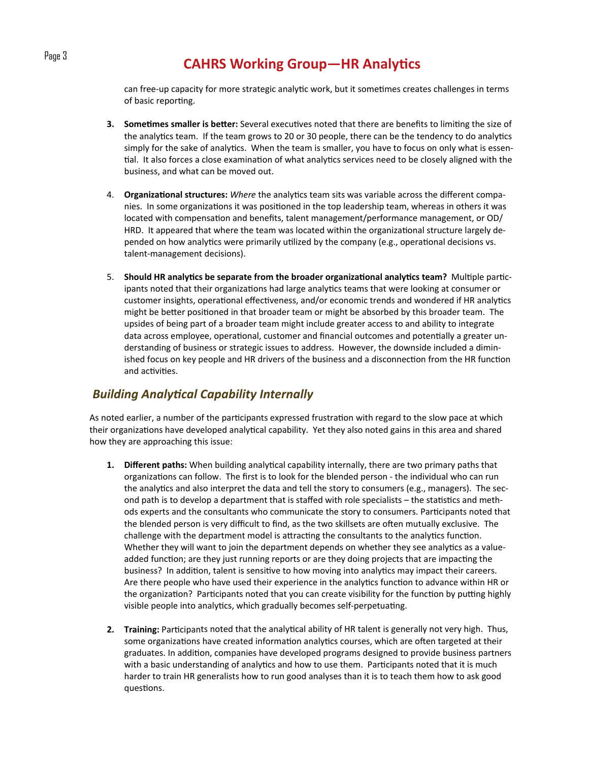can free-up capacity for more strategic analytic work, but it sometimes creates challenges in terms of basic reporting.

3. **Sometimes smaller is better:** Several executives noted that there are benefits to limiting the size of the analytics team. If the team grows to 20 or 30 people, there can be the tendency to do analytics simply for the sake of analytics. When the team is smaller, you have to focus on only what is essential. It also forces a close examination of what analytics services need to be closely aligned with the business, and what can be moved out.

4. **Organizational structures:** *Where* the analytics team sits was variable across the different companies. In some organizations it was positioned in the top leadership team, whereas in others it was located with compensation and benefits, talent management/performance management, or OD/HRD. It appeared that where the team was located within the organizational structure largely depended on how analytics were primarily utilized by the company (e.g., operational decisions vs. talent-management decisions).

5. **Should HR analytics be separate from the broader organizational analytics team?** Multiple participants noted that their organizations had large analytics teams that were looking at consumer or customer insights, operational effectiveness, and/or economic trends and wondered if HR analytics might be better positioned in that broader team or might be absorbed by this broader team. The upsides of being part of a broader team might include greater access to and ability to integrate data across employee, operational, customer and financial outcomes and potentially a greater understanding of business or strategic issues to address. However, the downside included a diminished focus on key people and HR drivers of the business and a disconnection from the HR function and activities.

## *Building Analytical Capability Internally*

As noted earlier, a number of the participants expressed frustration with regard to the slow pace at which their organizations have developed analytical capability. Yet they also noted gains in this area and shared how they are approaching this issue:

1. **Different paths:** When building analytical capability internally, there are two primary paths that organizations can follow. The first is to look for the blended person - the individual who can run the analytics and also interpret the data and tell the story to consumers (e.g., managers). The second path is to develop a department that is staffed with role specialists – the statistics and methods experts and the consultants who communicate the story to consumers. Participants noted that the blended person is very difficult to find, as the two skillsets are often mutually exclusive. The challenge with the department model is attracting the consultants to the analytics function. Whether they will want to join the department depends on whether they see analytics as a value-added function; are they just running reports or are they doing projects that are impacting the business? In addition, talent is sensitive to how moving into analytics may impact their careers. Are there people who have used their experience in the analytics function to advance within HR or the organization? Participants noted that you can create visibility for the function by putting highly visible people into analytics, which gradually becomes self-perpetuating.

2. **Training:** Participants noted that the analytical ability of HR talent is generally not very high. Thus, some organizations have created information analytics courses, which are often targeted at their graduates. In addition, companies have developed programs designed to provide business partners with a basic understanding of analytics and how to use them. Participants noted that it is much harder to train HR generalists how to run good analyses than it is to teach them how to ask good questions.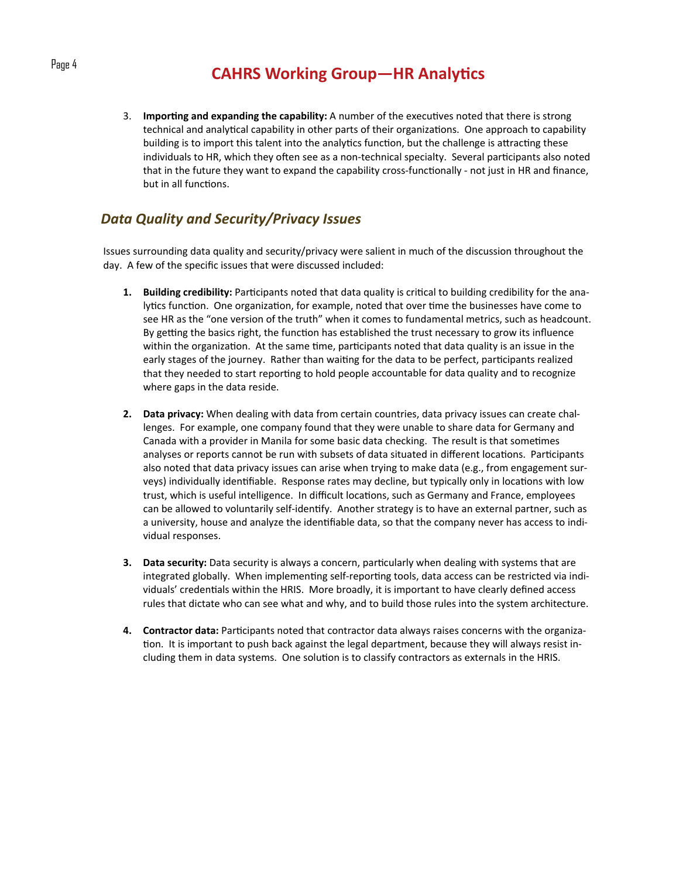3. **Importing and expanding the capability:** A number of the executives noted that there is strong technical and analytical capability in other parts of their organizations. One approach to capability building is to import this talent into the analytics function, but the challenge is attracting these individuals to HR, which they often see as a non-technical specialty. Several participants also noted that in the future they want to expand the capability cross-functionally - not just in HR and finance, but in all functions.

## *Data Quality and Security/Privacy Issues*

Issues surrounding data quality and security/privacy were salient in much of the discussion throughout the day. A few of the specific issues that were discussed included:

1. **Building credibility:** Participants noted that data quality is critical to building credibility for the analytics function. One organization, for example, noted that over time the businesses have come to see HR as the "one version of the truth" when it comes to fundamental metrics, such as headcount. By getting the basics right, the function has established the trust necessary to grow its influence within the organization. At the same time, participants noted that data quality is an issue in the early stages of the journey. Rather than waiting for the data to be perfect, participants realized that they needed to start reporting to hold people accountable for data quality and to recognize where gaps in the data reside.

2. **Data privacy:** When dealing with data from certain countries, data privacy issues can create challenges. For example, one company found that they were unable to share data for Germany and Canada with a provider in Manila for some basic data checking. The result is that sometimes analyses or reports cannot be run with subsets of data situated in different locations. Participants also noted that data privacy issues can arise when trying to make data (e.g., from engagement surveys) individually identifiable. Response rates may decline, but typically only in locations with low trust, which is useful intelligence. In difficult locations, such as Germany and France, employees can be allowed to voluntarily self-identify. Another strategy is to have an external partner, such as a university, house and analyze the identifiable data, so that the company never has access to individual responses.

3. **Data security:** Data security is always a concern, particularly when dealing with systems that are integrated globally. When implementing self-reporting tools, data access can be restricted via individuals' credentials within the HRIS. More broadly, it is important to have clearly defined access rules that dictate who can see what and why, and to build those rules into the system architecture.

4. **Contractor data:** Participants noted that contractor data always raises concerns with the organization. It is important to push back against the legal department, because they will always resist including them in data systems. One solution is to classify contractors as externals in the HRIS.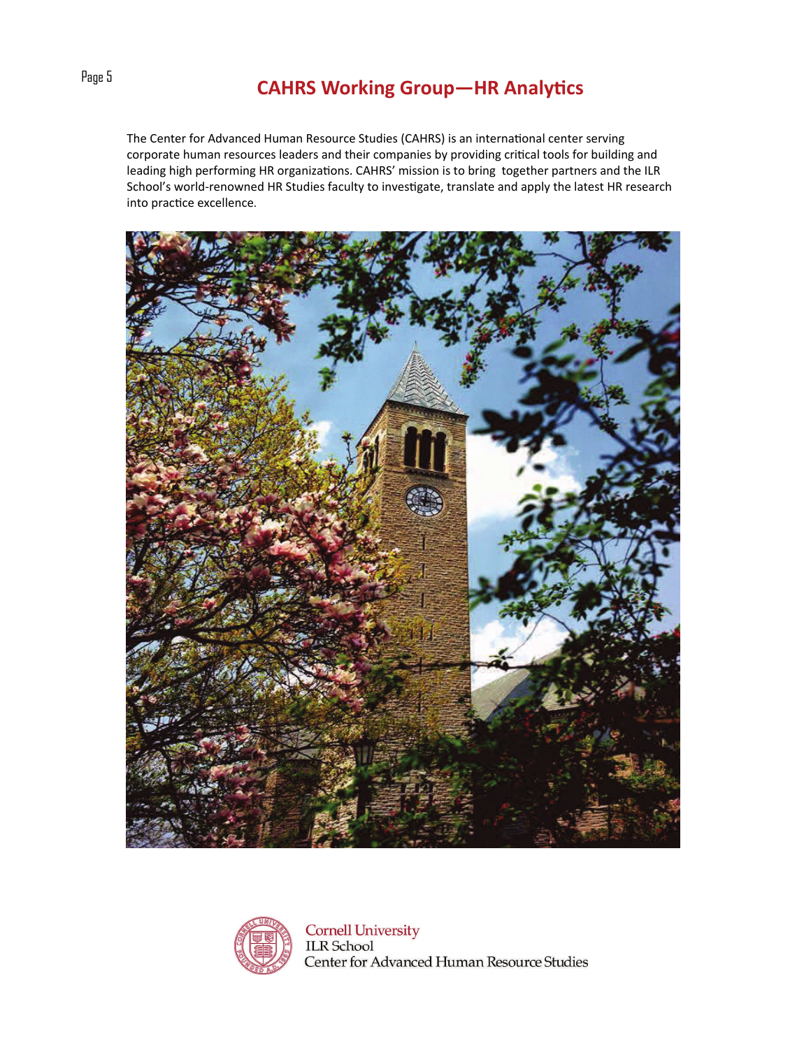# CAHRS Working Group—HR Analytics

The Center for Advanced Human Resource Studies (CAHRS) is an international center serving corporate human resources leaders and their companies by providing critical tools for building and leading high performing HR organizations. CAHRS' mission is to bring together partners and the ILR School's world-renowned HR Studies faculty to investigate, translate and apply the latest HR research into practice excellence.

Cornell University
ILR School
Center for Advanced Human Resource Studies